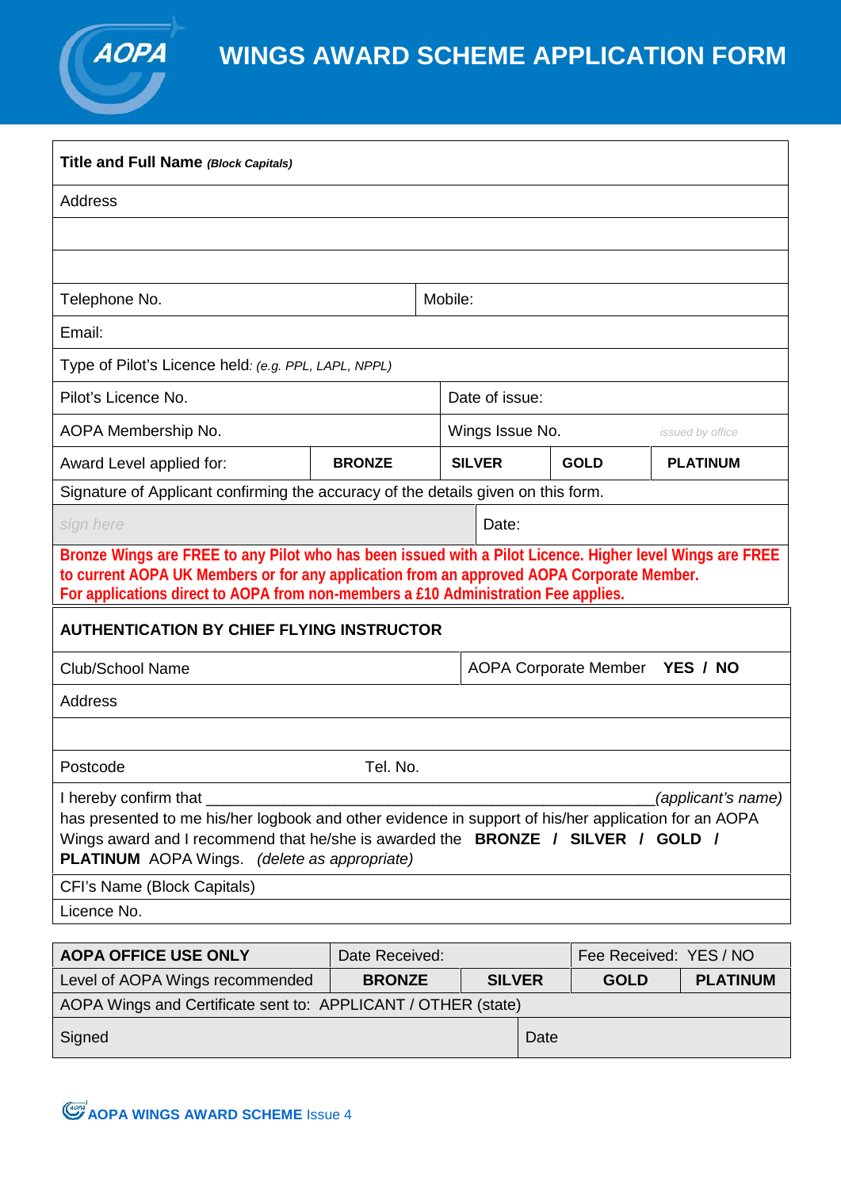# WINGS AWARD SCHEME APPLICATION FORM

| | | | | |
|---|---|---|---|---|
| **Title and Full Name** ***(Block Capitals)*** | | | | |
| Address | | | | |
| | | | | |
| | | | | |
| Telephone No. | | Mobile: | | |
| Email: | | | | |
| Type of Pilot's Licence held: *(e.g. PPL, LAPL, NPPL)* | | | | |
| Pilot's Licence No. | | Date of issue: | | |
| AOPA Membership No. | | Wings Issue No. *issued by office* | | |
| Award Level applied for: | **BRONZE** | **SILVER** | **GOLD** | **PLATINUM** |
| Signature of Applicant confirming the accuracy of the details given on this form. | | | | |
| *sign here* | | Date: | | |

**Bronze Wings are FREE to any Pilot who has been issued with a Pilot Licence. Higher level Wings are FREE to current AOPA UK Members or for any application from an approved AOPA Corporate Member. For applications direct to AOPA from non-members a £10 Administration Fee applies.**

| | |
|---|---|
| **AUTHENTICATION BY CHIEF FLYING INSTRUCTOR** | |
| Club/School Name | AOPA Corporate Member **YES / NO** |
| Address | |
| | |
| Postcode | Tel. No. |

I hereby confirm that ______________________________________________________*(applicant's name)* has presented to me his/her logbook and other evidence in support of his/her application for an AOPA Wings award and I recommend that he/she is awarded the **BRONZE / SILVER / GOLD / PLATINUM** AOPA Wings. *(delete as appropriate)*

| |
|---|
| CFI's Name (Block Capitals) |
| Licence No. |

| | | | | |
|---|---|---|---|---|
| **AOPA OFFICE USE ONLY** | Date Received: | | Fee Received: YES / NO | |
| Level of AOPA Wings recommended | **BRONZE** | **SILVER** | **GOLD** | **PLATINUM** |
| AOPA Wings and Certificate sent to: APPLICANT / OTHER (state) | | | | |
| Signed | | | Date | |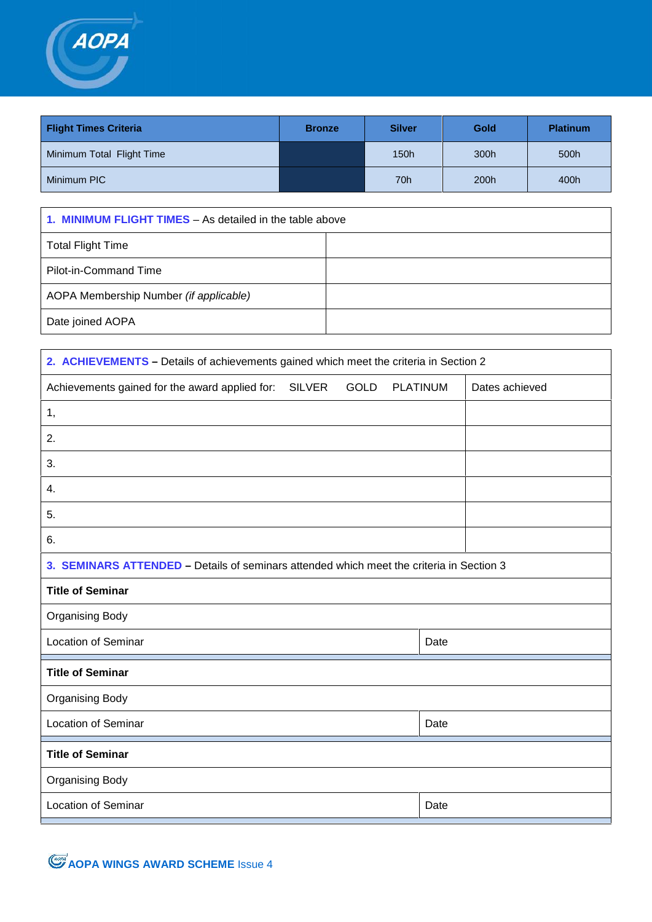| Flight Times Criteria | Bronze | Silver | Gold | Platinum |
| --- | --- | --- | --- | --- |
| Minimum Total Flight Time | | 150h | 300h | 500h |
| Minimum PIC | | 70h | 200h | 400h |

**1. MINIMUM FLIGHT TIMES** – As detailed in the table above

| | |
| --- | --- |
| Total Flight Time | |
| Pilot-in-Command Time | |
| AOPA Membership Number *(if applicable)* | |
| Date joined AOPA | |

**2. ACHIEVEMENTS** – Details of achievements gained which meet the criteria in Section 2

| Achievements gained for the award applied for: SILVER GOLD PLATINUM | Dates achieved |
| --- | --- |
| 1, | |
| 2. | |
| 3. | |
| 4. | |
| 5. | |
| 6. | |

**3. SEMINARS ATTENDED** – Details of seminars attended which meet the criteria in Section 3

| | |
| --- | --- |
| **Title of Seminar** | |
| Organising Body | |
| Location of Seminar | Date |
| **Title of Seminar** | |
| Organising Body | |
| Location of Seminar | Date |
| **Title of Seminar** | |
| Organising Body | |
| Location of Seminar | Date |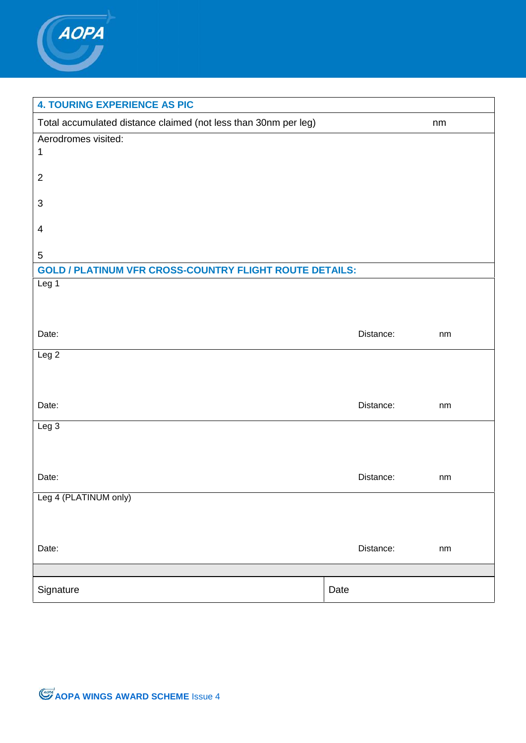| 4. TOURING EXPERIENCE AS PIC | | |
|---|---|---|
| Total accumulated distance claimed (not less than 30nm per leg) | | nm |
| Aerodromes visited:<br>1<br><br>2<br><br>3<br><br>4<br><br>5 | | |
| **GOLD / PLATINUM VFR CROSS-COUNTRY FLIGHT ROUTE DETAILS:** | | |
| Leg 1<br><br><br>Date: | Distance: | nm |
| Leg 2<br><br><br>Date: | Distance: | nm |
| Leg 3<br><br><br>Date: | Distance: | nm |
| Leg 4 (PLATINUM only)<br><br><br>Date: | Distance: | nm |

| | |
|---|---|
| Signature | Date |

**AOPA WINGS AWARD SCHEME** Issue 4